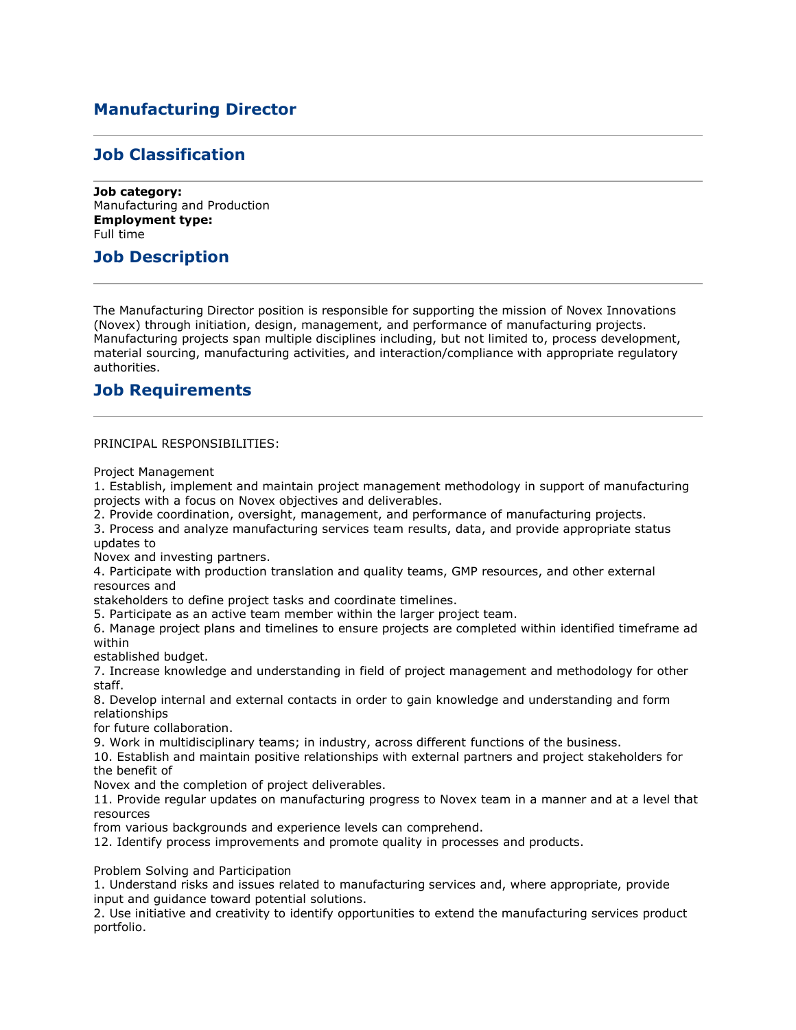## Manufacturing Director

## Job Classification

**Job category:**
Manufacturing and Production
**Employment type:**
Full time

## Job Description

The Manufacturing Director position is responsible for supporting the mission of Novex Innovations (Novex) through initiation, design, management, and performance of manufacturing projects. Manufacturing projects span multiple disciplines including, but not limited to, process development, material sourcing, manufacturing activities, and interaction/compliance with appropriate regulatory authorities.

## Job Requirements

PRINCIPAL RESPONSIBILITIES:

Project Management

1. Establish, implement and maintain project management methodology in support of manufacturing projects with a focus on Novex objectives and deliverables.
2. Provide coordination, oversight, management, and performance of manufacturing projects.
3. Process and analyze manufacturing services team results, data, and provide appropriate status updates to Novex and investing partners.
4. Participate with production translation and quality teams, GMP resources, and other external resources and stakeholders to define project tasks and coordinate timelines.
5. Participate as an active team member within the larger project team.
6. Manage project plans and timelines to ensure projects are completed within identified timeframe ad within established budget.
7. Increase knowledge and understanding in field of project management and methodology for other staff.
8. Develop internal and external contacts in order to gain knowledge and understanding and form relationships for future collaboration.
9. Work in multidisciplinary teams; in industry, across different functions of the business.
10. Establish and maintain positive relationships with external partners and project stakeholders for the benefit of Novex and the completion of project deliverables.
11. Provide regular updates on manufacturing progress to Novex team in a manner and at a level that resources from various backgrounds and experience levels can comprehend.
12. Identify process improvements and promote quality in processes and products.

Problem Solving and Participation

1. Understand risks and issues related to manufacturing services and, where appropriate, provide input and guidance toward potential solutions.
2. Use initiative and creativity to identify opportunities to extend the manufacturing services product portfolio.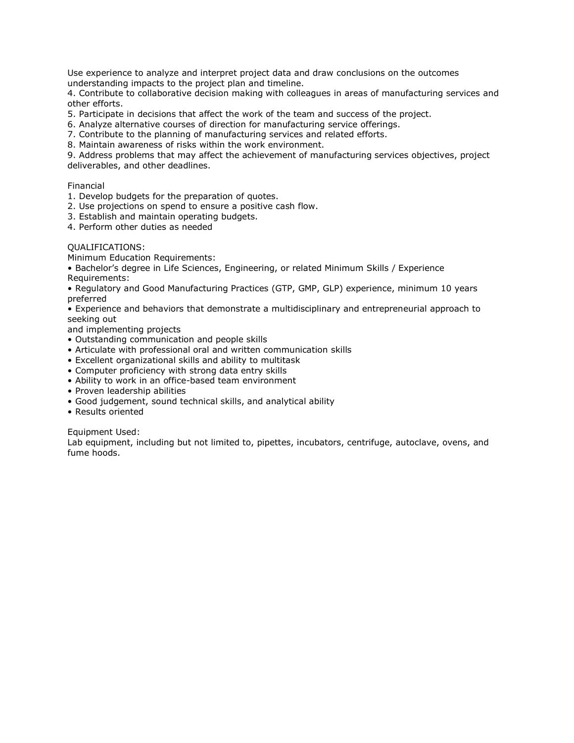Use experience to analyze and interpret project data and draw conclusions on the outcomes understanding impacts to the project plan and timeline.

4. Contribute to collaborative decision making with colleagues in areas of manufacturing services and other efforts.
5. Participate in decisions that affect the work of the team and success of the project.
6. Analyze alternative courses of direction for manufacturing service offerings.
7. Contribute to the planning of manufacturing services and related efforts.
8. Maintain awareness of risks within the work environment.
9. Address problems that may affect the achievement of manufacturing services objectives, project deliverables, and other deadlines.

Financial

1. Develop budgets for the preparation of quotes.
2. Use projections on spend to ensure a positive cash flow.
3. Establish and maintain operating budgets.
4. Perform other duties as needed

QUALIFICATIONS:

Minimum Education Requirements:

- Bachelor's degree in Life Sciences, Engineering, or related Minimum Skills / Experience Requirements:
- Regulatory and Good Manufacturing Practices (GTP, GMP, GLP) experience, minimum 10 years preferred
- Experience and behaviors that demonstrate a multidisciplinary and entrepreneurial approach to seeking out and implementing projects
- Outstanding communication and people skills
- Articulate with professional oral and written communication skills
- Excellent organizational skills and ability to multitask
- Computer proficiency with strong data entry skills
- Ability to work in an office-based team environment
- Proven leadership abilities
- Good judgement, sound technical skills, and analytical ability
- Results oriented

Equipment Used:

Lab equipment, including but not limited to, pipettes, incubators, centrifuge, autoclave, ovens, and fume hoods.